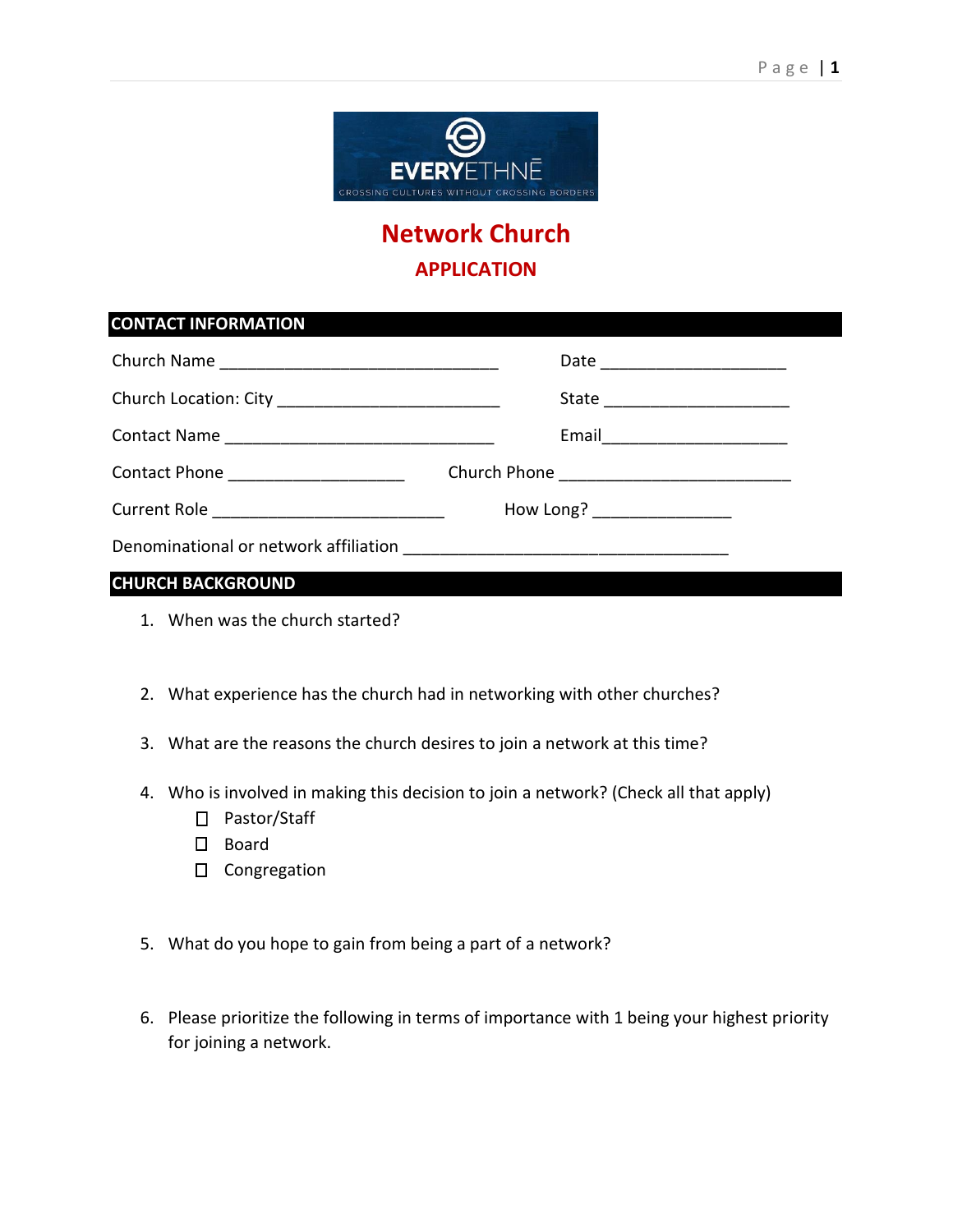EVERYETHNĒ

CROSSING CULTURES WITHOUT CROSSING BORDERS

# Network Church

## APPLICATION

### CONTACT INFORMATION

Church Name ______________________________ Date ____________________

Church Location: City ________________________ State ____________________

Contact Name _____________________________ Email____________________

Contact Phone ___________________ Church Phone _________________________

Current Role _________________________ How Long? _______________

Denominational or network affiliation ___________________________________

### CHURCH BACKGROUND

1. When was the church started?

2. What experience has the church had in networking with other churches?

3. What are the reasons the church desires to join a network at this time?

4. Who is involved in making this decision to join a network? (Check all that apply)
   - ☐ Pastor/Staff
   - ☐ Board
   - ☐ Congregation

5. What do you hope to gain from being a part of a network?

6. Please prioritize the following in terms of importance with 1 being your highest priority for joining a network.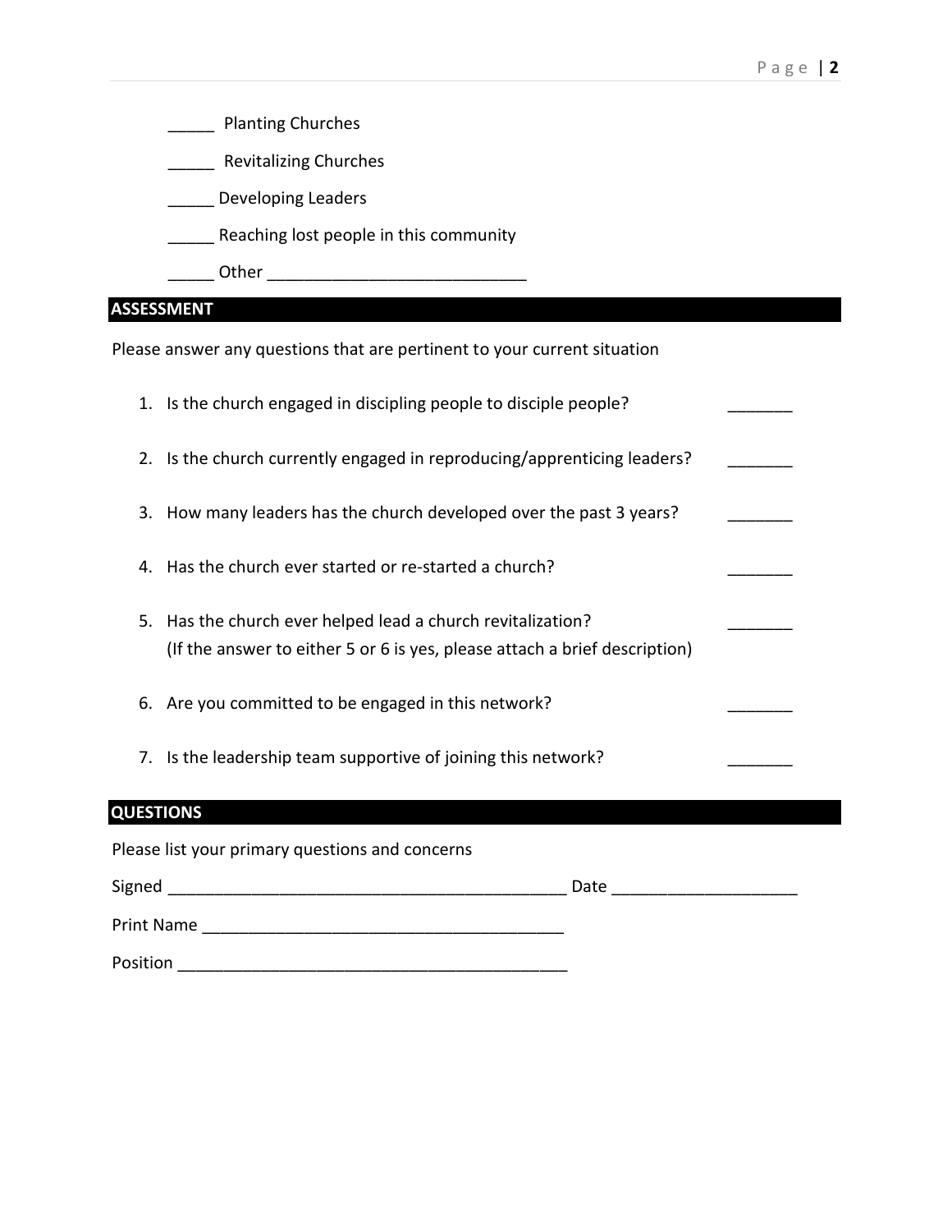_____ Planting Churches

_____ Revitalizing Churches

_____ Developing Leaders

_____ Reaching lost people in this community

_____ Other ___________________________

## ASSESSMENT

Please answer any questions that are pertinent to your current situation

1. Is the church engaged in discipling people to disciple people? _______
2. Is the church currently engaged in reproducing/apprenticing leaders? _______
3. How many leaders has the church developed over the past 3 years? _______
4. Has the church ever started or re-started a church? _______
5. Has the church ever helped lead a church revitalization? _______
   (If the answer to either 5 or 6 is yes, please attach a brief description)
6. Are you committed to be engaged in this network? _______
7. Is the leadership team supportive of joining this network? _______

## QUESTIONS

Please list your primary questions and concerns

Signed ___________________________________________ Date ___________________

Print Name _______________________________________

Position _________________________________________